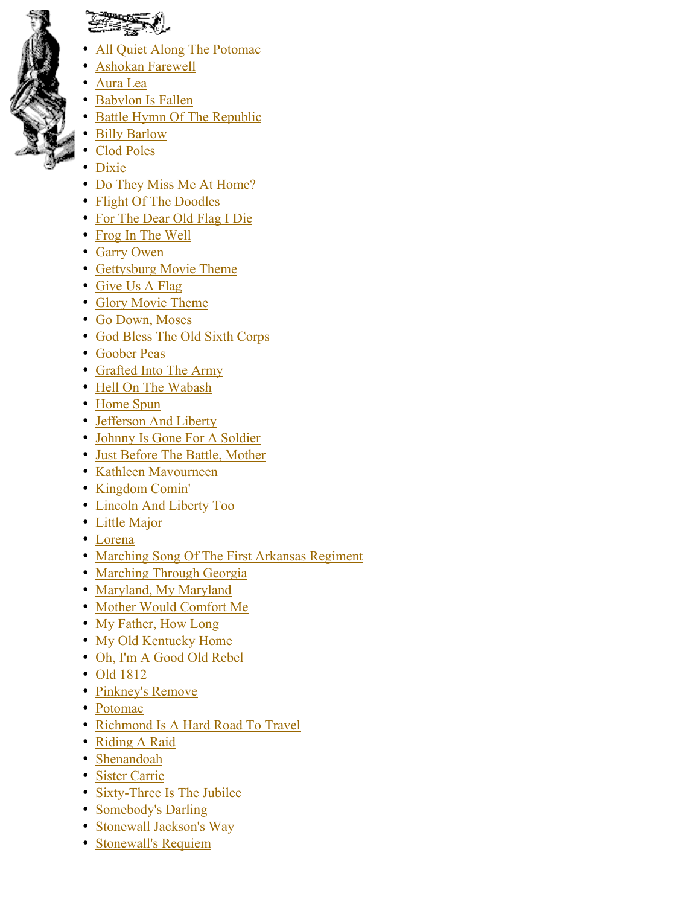- All Quiet Along The Potomac
- Ashokan Farewell
- Aura Lea
- Babylon Is Fallen
- Battle Hymn Of The Republic
- Billy Barlow
- Clod Poles
- Dixie
- Do They Miss Me At Home?
- Flight Of The Doodles
- For The Dear Old Flag I Die
- Frog In The Well
- Garry Owen
- Gettysburg Movie Theme
- Give Us A Flag
- Glory Movie Theme
- Go Down, Moses
- God Bless The Old Sixth Corps
- Goober Peas
- Grafted Into The Army
- Hell On The Wabash
- Home Spun
- Jefferson And Liberty
- Johnny Is Gone For A Soldier
- Just Before The Battle, Mother
- Kathleen Mavourneen
- Kingdom Comin'
- Lincoln And Liberty Too
- Little Major
- Lorena
- Marching Song Of The First Arkansas Regiment
- Marching Through Georgia
- Maryland, My Maryland
- Mother Would Comfort Me
- My Father, How Long
- My Old Kentucky Home
- Oh, I'm A Good Old Rebel
- Old 1812
- Pinkney's Remove
- Potomac
- Richmond Is A Hard Road To Travel
- Riding A Raid
- Shenandoah
- Sister Carrie
- Sixty-Three Is The Jubilee
- Somebody's Darling
- Stonewall Jackson's Way
- Stonewall's Requiem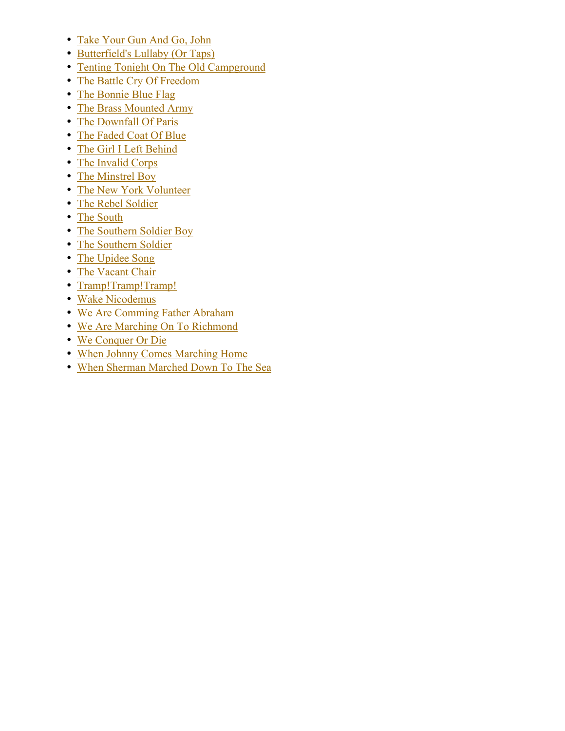- Take Your Gun And Go, John
- Butterfield's Lullaby (Or Taps)
- Tenting Tonight On The Old Campground
- The Battle Cry Of Freedom
- The Bonnie Blue Flag
- The Brass Mounted Army
- The Downfall Of Paris
- The Faded Coat Of Blue
- The Girl I Left Behind
- The Invalid Corps
- The Minstrel Boy
- The New York Volunteer
- The Rebel Soldier
- The South
- The Southern Soldier Boy
- The Southern Soldier
- The Upidee Song
- The Vacant Chair
- Tramp!Tramp!Tramp!
- Wake Nicodemus
- We Are Comming Father Abraham
- We Are Marching On To Richmond
- We Conquer Or Die
- When Johnny Comes Marching Home
- When Sherman Marched Down To The Sea